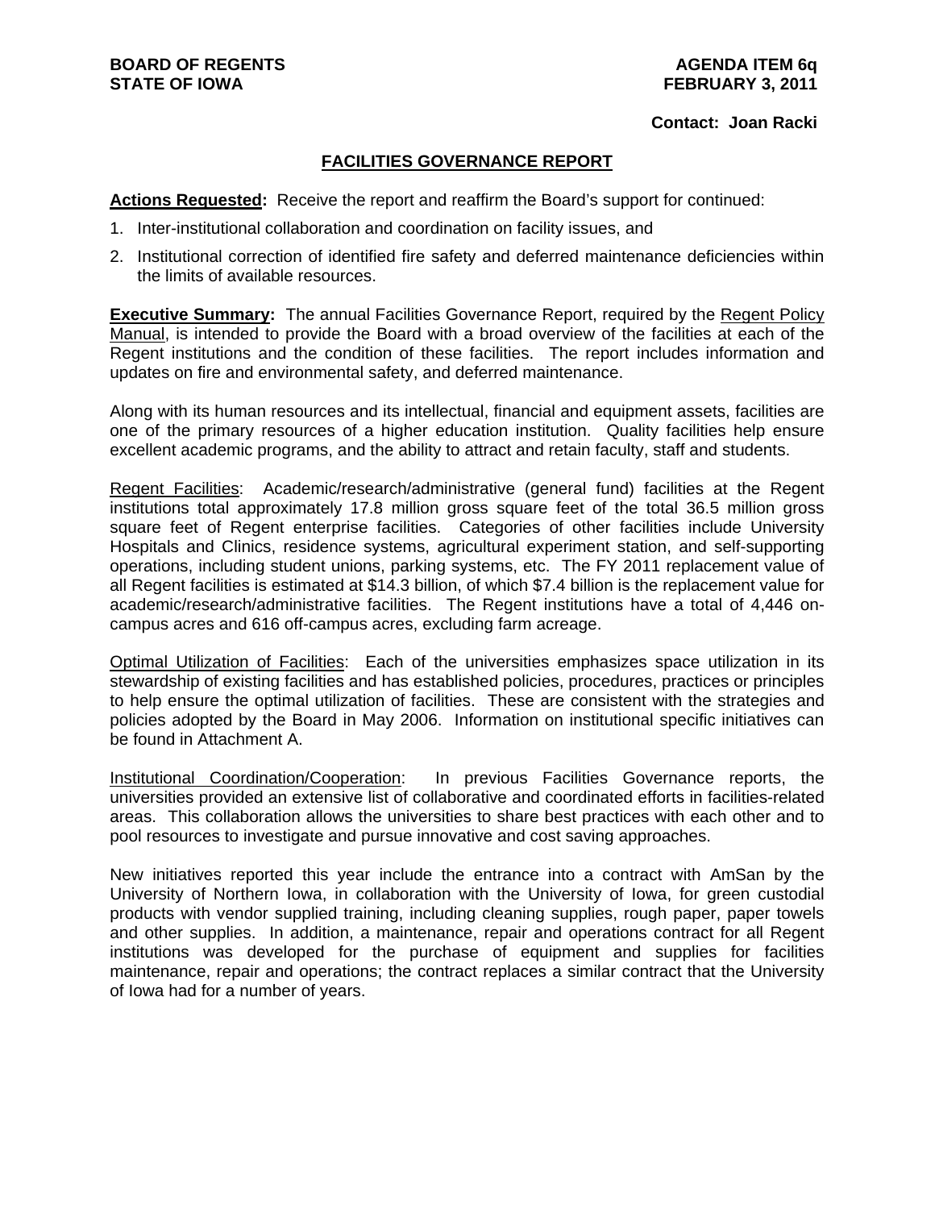**BOARD OF REGENTS**
**STATE OF IOWA**

**AGENDA ITEM 6q**
**FEBRUARY 3, 2011**

**Contact: Joan Racki**

## FACILITIES GOVERNANCE REPORT

**Actions Requested:** Receive the report and reaffirm the Board's support for continued:

1. Inter-institutional collaboration and coordination on facility issues, and
2. Institutional correction of identified fire safety and deferred maintenance deficiencies within the limits of available resources.

**Executive Summary:** The annual Facilities Governance Report, required by the Regent Policy Manual, is intended to provide the Board with a broad overview of the facilities at each of the Regent institutions and the condition of these facilities. The report includes information and updates on fire and environmental safety, and deferred maintenance.

Along with its human resources and its intellectual, financial and equipment assets, facilities are one of the primary resources of a higher education institution. Quality facilities help ensure excellent academic programs, and the ability to attract and retain faculty, staff and students.

Regent Facilities: Academic/research/administrative (general fund) facilities at the Regent institutions total approximately 17.8 million gross square feet of the total 36.5 million gross square feet of Regent enterprise facilities. Categories of other facilities include University Hospitals and Clinics, residence systems, agricultural experiment station, and self-supporting operations, including student unions, parking systems, etc. The FY 2011 replacement value of all Regent facilities is estimated at $14.3 billion, of which $7.4 billion is the replacement value for academic/research/administrative facilities. The Regent institutions have a total of 4,446 on-campus acres and 616 off-campus acres, excluding farm acreage.

Optimal Utilization of Facilities: Each of the universities emphasizes space utilization in its stewardship of existing facilities and has established policies, procedures, practices or principles to help ensure the optimal utilization of facilities. These are consistent with the strategies and policies adopted by the Board in May 2006. Information on institutional specific initiatives can be found in Attachment A.

Institutional Coordination/Cooperation: In previous Facilities Governance reports, the universities provided an extensive list of collaborative and coordinated efforts in facilities-related areas. This collaboration allows the universities to share best practices with each other and to pool resources to investigate and pursue innovative and cost saving approaches.

New initiatives reported this year include the entrance into a contract with AmSan by the University of Northern Iowa, in collaboration with the University of Iowa, for green custodial products with vendor supplied training, including cleaning supplies, rough paper, paper towels and other supplies. In addition, a maintenance, repair and operations contract for all Regent institutions was developed for the purchase of equipment and supplies for facilities maintenance, repair and operations; the contract replaces a similar contract that the University of Iowa had for a number of years.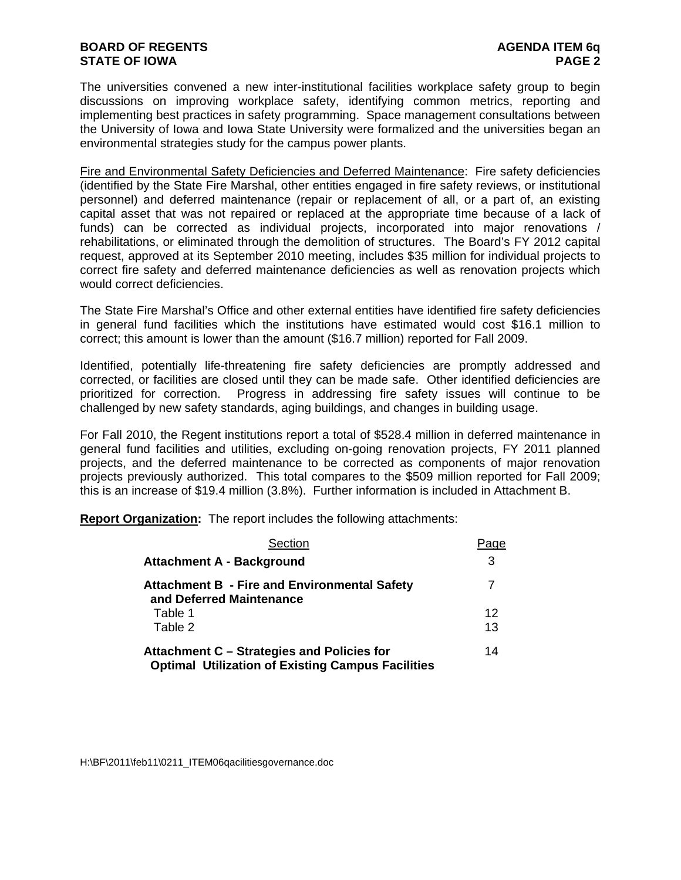The universities convened a new inter-institutional facilities workplace safety group to begin discussions on improving workplace safety, identifying common metrics, reporting and implementing best practices in safety programming. Space management consultations between the University of Iowa and Iowa State University were formalized and the universities began an environmental strategies study for the campus power plants.

Fire and Environmental Safety Deficiencies and Deferred Maintenance: Fire safety deficiencies (identified by the State Fire Marshal, other entities engaged in fire safety reviews, or institutional personnel) and deferred maintenance (repair or replacement of all, or a part of, an existing capital asset that was not repaired or replaced at the appropriate time because of a lack of funds) can be corrected as individual projects, incorporated into major renovations / rehabilitations, or eliminated through the demolition of structures. The Board's FY 2012 capital request, approved at its September 2010 meeting, includes $35 million for individual projects to correct fire safety and deferred maintenance deficiencies as well as renovation projects which would correct deficiencies.

The State Fire Marshal's Office and other external entities have identified fire safety deficiencies in general fund facilities which the institutions have estimated would cost $16.1 million to correct; this amount is lower than the amount ($16.7 million) reported for Fall 2009.

Identified, potentially life-threatening fire safety deficiencies are promptly addressed and corrected, or facilities are closed until they can be made safe. Other identified deficiencies are prioritized for correction. Progress in addressing fire safety issues will continue to be challenged by new safety standards, aging buildings, and changes in building usage.

For Fall 2010, the Regent institutions report a total of $528.4 million in deferred maintenance in general fund facilities and utilities, excluding on-going renovation projects, FY 2011 planned projects, and the deferred maintenance to be corrected as components of major renovation projects previously authorized. This total compares to the $509 million reported for Fall 2009; this is an increase of $19.4 million (3.8%). Further information is included in Attachment B.

**Report Organization:** The report includes the following attachments:

| Section | Page |
|---|---|
| **Attachment A - Background** | 3 |
| **Attachment B - Fire and Environmental Safety and Deferred Maintenance** | 7 |
| Table 1 | 12 |
| Table 2 | 13 |
| **Attachment C – Strategies and Policies for Optimal Utilization of Existing Campus Facilities** | 14 |

H:\BF\2011\feb11\0211_ITEM06qacilitiesgovernance.doc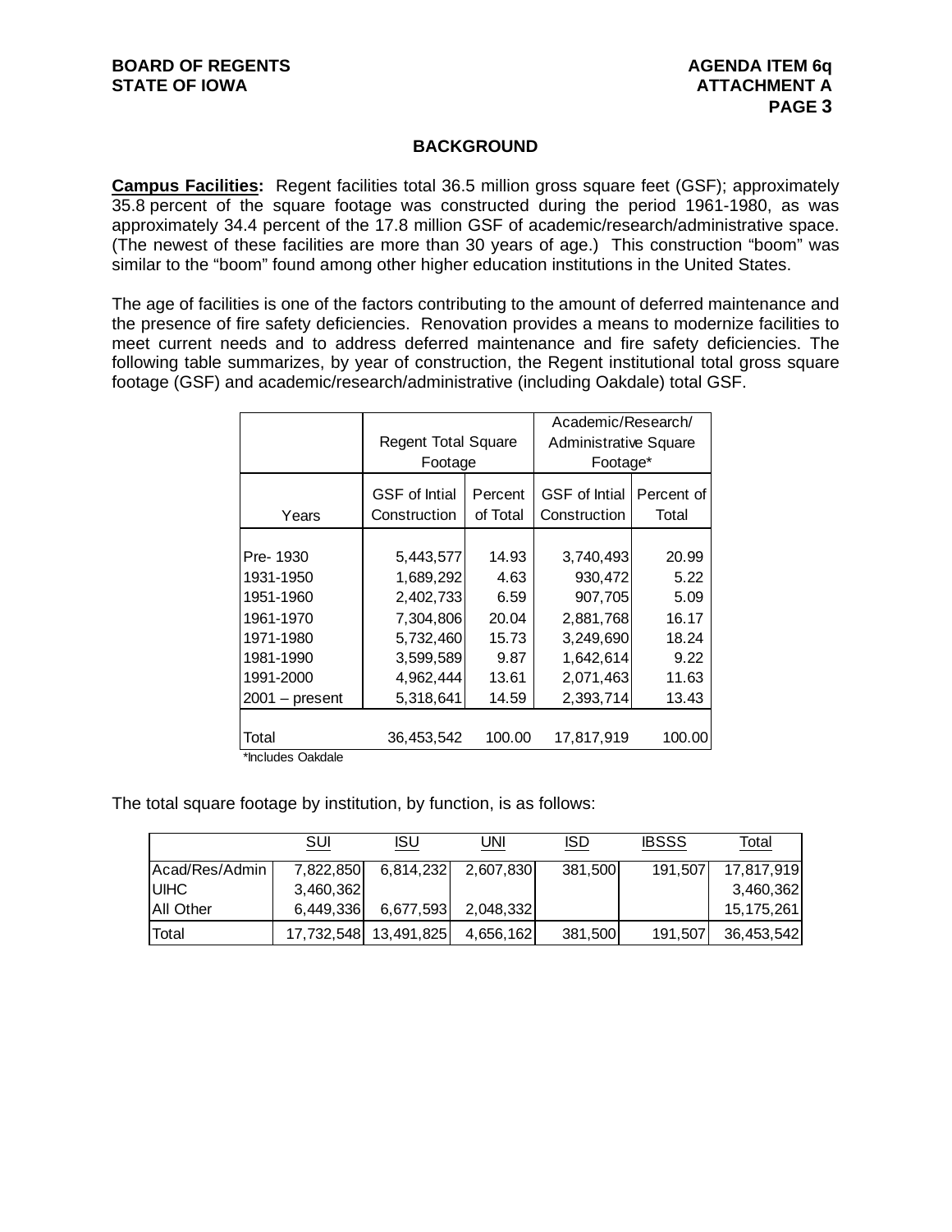## BACKGROUND

**Campus Facilities:** Regent facilities total 36.5 million gross square feet (GSF); approximately 35.8 percent of the square footage was constructed during the period 1961-1980, as was approximately 34.4 percent of the 17.8 million GSF of academic/research/administrative space. (The newest of these facilities are more than 30 years of age.) This construction "boom" was similar to the "boom" found among other higher education institutions in the United States.

The age of facilities is one of the factors contributing to the amount of deferred maintenance and the presence of fire safety deficiencies. Renovation provides a means to modernize facilities to meet current needs and to address deferred maintenance and fire safety deficiencies. The following table summarizes, by year of construction, the Regent institutional total gross square footage (GSF) and academic/research/administrative (including Oakdale) total GSF.

| | Regent Total Square Footage | | Academic/Research/ Administrative Square Footage* | |
|---|---|---|---|---|
| Years | GSF of Intial Construction | Percent of Total | GSF of Intial Construction | Percent of Total |
| Pre- 1930 | 5,443,577 | 14.93 | 3,740,493 | 20.99 |
| 1931-1950 | 1,689,292 | 4.63 | 930,472 | 5.22 |
| 1951-1960 | 2,402,733 | 6.59 | 907,705 | 5.09 |
| 1961-1970 | 7,304,806 | 20.04 | 2,881,768 | 16.17 |
| 1971-1980 | 5,732,460 | 15.73 | 3,249,690 | 18.24 |
| 1981-1990 | 3,599,589 | 9.87 | 1,642,614 | 9.22 |
| 1991-2000 | 4,962,444 | 13.61 | 2,071,463 | 11.63 |
| 2001 – present | 5,318,641 | 14.59 | 2,393,714 | 13.43 |
| Total | 36,453,542 | 100.00 | 17,817,919 | 100.00 |

*Includes Oakdale

The total square footage by institution, by function, is as follows:

| | SUI | ISU | UNI | ISD | IBSSS | Total |
|---|---|---|---|---|---|---|
| Acad/Res/Admin | 7,822,850 | 6,814,232 | 2,607,830 | 381,500 | 191,507 | 17,817,919 |
| UIHC | 3,460,362 | | | | | 3,460,362 |
| All Other | 6,449,336 | 6,677,593 | 2,048,332 | | | 15,175,261 |
| Total | 17,732,548 | 13,491,825 | 4,656,162 | 381,500 | 191,507 | 36,453,542 |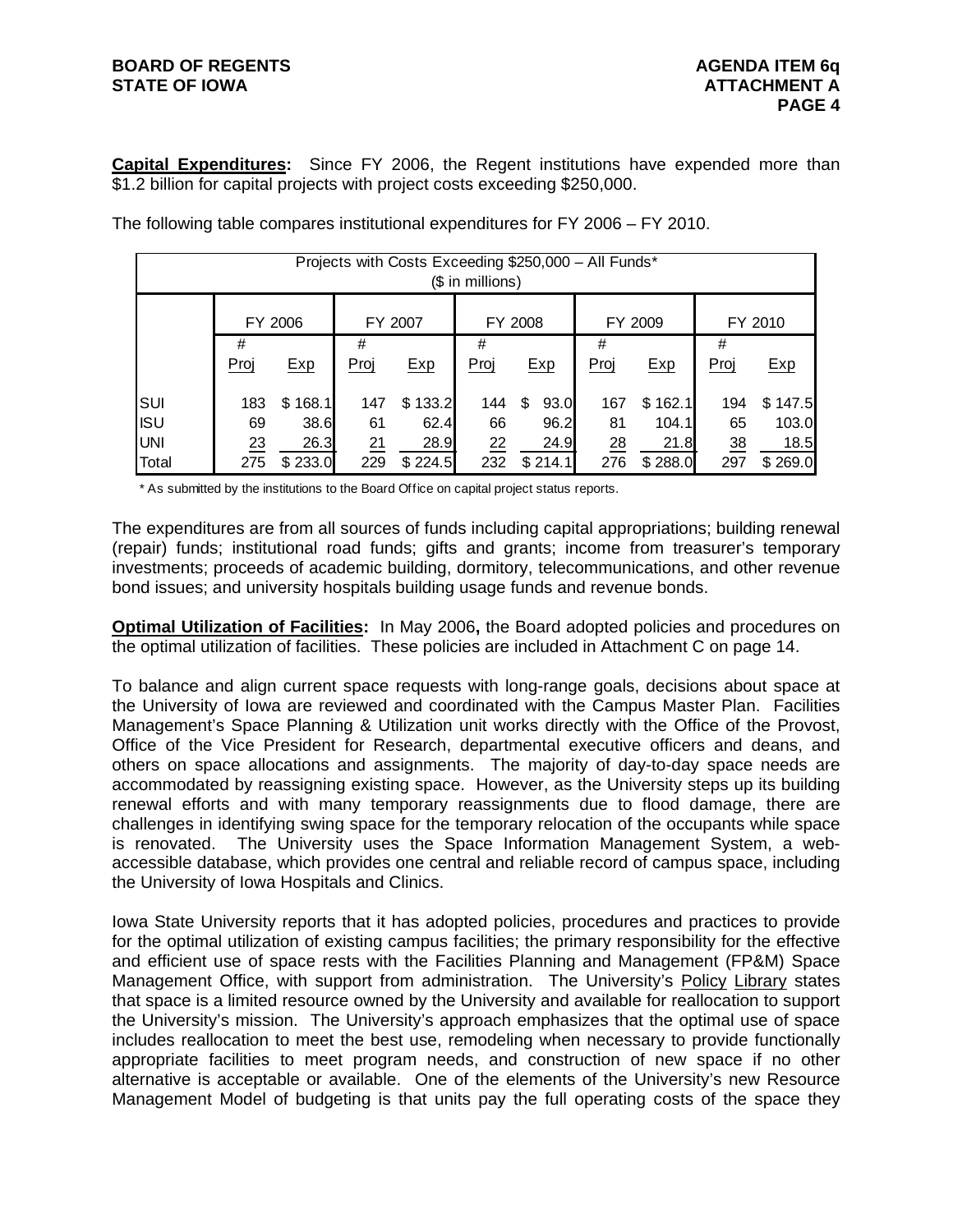**Capital Expenditures:** Since FY 2006, the Regent institutions have expended more than $1.2 billion for capital projects with project costs exceeding $250,000.

The following table compares institutional expenditures for FY 2006 – FY 2010.

| Projects with Costs Exceeding $250,000 – All Funds* ($ in millions) | | | | | | | | | | |
|---|---|---|---|---|---|---|---|---|---|---|
| | FY 2006 | | FY 2007 | | FY 2008 | | FY 2009 | | FY 2010 | |
| | # Proj | Exp | # Proj | Exp | # Proj | Exp | # Proj | Exp | # Proj | Exp |
| SUI | 183 | $ 168.1 | 147 | $ 133.2 | 144 | $ 93.0 | 167 | $ 162.1 | 194 | $ 147.5 |
| ISU | 69 | 38.6 | 61 | 62.4 | 66 | 96.2 | 81 | 104.1 | 65 | 103.0 |
| UNI | 23 | 26.3 | 21 | 28.9 | 22 | 24.9 | 28 | 21.8 | 38 | 18.5 |
| Total | 275 | $ 233.0 | 229 | $ 224.5 | 232 | $ 214.1 | 276 | $ 288.0 | 297 | $ 269.0 |

\* As submitted by the institutions to the Board Office on capital project status reports.

The expenditures are from all sources of funds including capital appropriations; building renewal (repair) funds; institutional road funds; gifts and grants; income from treasurer's temporary investments; proceeds of academic building, dormitory, telecommunications, and other revenue bond issues; and university hospitals building usage funds and revenue bonds.

**Optimal Utilization of Facilities:** In May 2006**,** the Board adopted policies and procedures on the optimal utilization of facilities. These policies are included in Attachment C on page 14.

To balance and align current space requests with long-range goals, decisions about space at the University of Iowa are reviewed and coordinated with the Campus Master Plan. Facilities Management's Space Planning & Utilization unit works directly with the Office of the Provost, Office of the Vice President for Research, departmental executive officers and deans, and others on space allocations and assignments. The majority of day-to-day space needs are accommodated by reassigning existing space. However, as the University steps up its building renewal efforts and with many temporary reassignments due to flood damage, there are challenges in identifying swing space for the temporary relocation of the occupants while space is renovated. The University uses the Space Information Management System, a web-accessible database, which provides one central and reliable record of campus space, including the University of Iowa Hospitals and Clinics.

Iowa State University reports that it has adopted policies, procedures and practices to provide for the optimal utilization of existing campus facilities; the primary responsibility for the effective and efficient use of space rests with the Facilities Planning and Management (FP&M) Space Management Office, with support from administration. The University's Policy Library states that space is a limited resource owned by the University and available for reallocation to support the University's mission. The University's approach emphasizes that the optimal use of space includes reallocation to meet the best use, remodeling when necessary to provide functionally appropriate facilities to meet program needs, and construction of new space if no other alternative is acceptable or available. One of the elements of the University's new Resource Management Model of budgeting is that units pay the full operating costs of the space they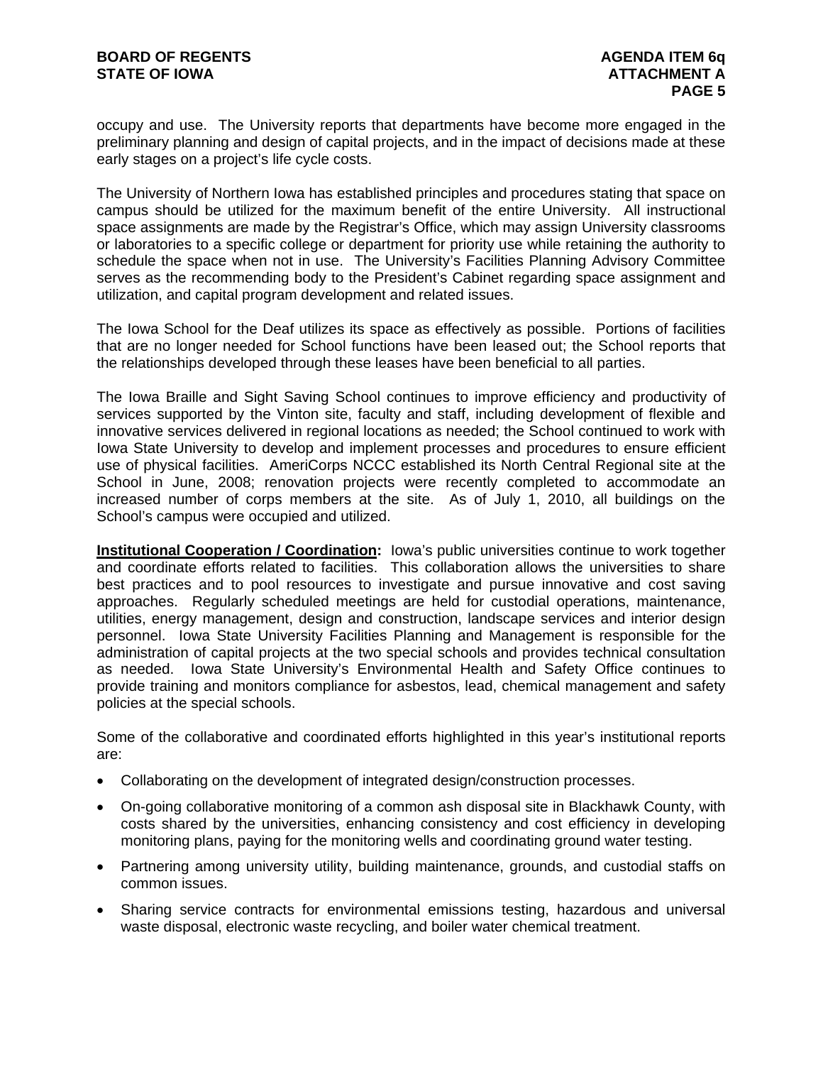occupy and use. The University reports that departments have become more engaged in the preliminary planning and design of capital projects, and in the impact of decisions made at these early stages on a project's life cycle costs.

The University of Northern Iowa has established principles and procedures stating that space on campus should be utilized for the maximum benefit of the entire University. All instructional space assignments are made by the Registrar's Office, which may assign University classrooms or laboratories to a specific college or department for priority use while retaining the authority to schedule the space when not in use. The University's Facilities Planning Advisory Committee serves as the recommending body to the President's Cabinet regarding space assignment and utilization, and capital program development and related issues.

The Iowa School for the Deaf utilizes its space as effectively as possible. Portions of facilities that are no longer needed for School functions have been leased out; the School reports that the relationships developed through these leases have been beneficial to all parties.

The Iowa Braille and Sight Saving School continues to improve efficiency and productivity of services supported by the Vinton site, faculty and staff, including development of flexible and innovative services delivered in regional locations as needed; the School continued to work with Iowa State University to develop and implement processes and procedures to ensure efficient use of physical facilities. AmeriCorps NCCC established its North Central Regional site at the School in June, 2008; renovation projects were recently completed to accommodate an increased number of corps members at the site. As of July 1, 2010, all buildings on the School's campus were occupied and utilized.

**Institutional Cooperation / Coordination:** Iowa's public universities continue to work together and coordinate efforts related to facilities. This collaboration allows the universities to share best practices and to pool resources to investigate and pursue innovative and cost saving approaches. Regularly scheduled meetings are held for custodial operations, maintenance, utilities, energy management, design and construction, landscape services and interior design personnel. Iowa State University Facilities Planning and Management is responsible for the administration of capital projects at the two special schools and provides technical consultation as needed. Iowa State University's Environmental Health and Safety Office continues to provide training and monitors compliance for asbestos, lead, chemical management and safety policies at the special schools.

Some of the collaborative and coordinated efforts highlighted in this year's institutional reports are:

- Collaborating on the development of integrated design/construction processes.
- On-going collaborative monitoring of a common ash disposal site in Blackhawk County, with costs shared by the universities, enhancing consistency and cost efficiency in developing monitoring plans, paying for the monitoring wells and coordinating ground water testing.
- Partnering among university utility, building maintenance, grounds, and custodial staffs on common issues.
- Sharing service contracts for environmental emissions testing, hazardous and universal waste disposal, electronic waste recycling, and boiler water chemical treatment.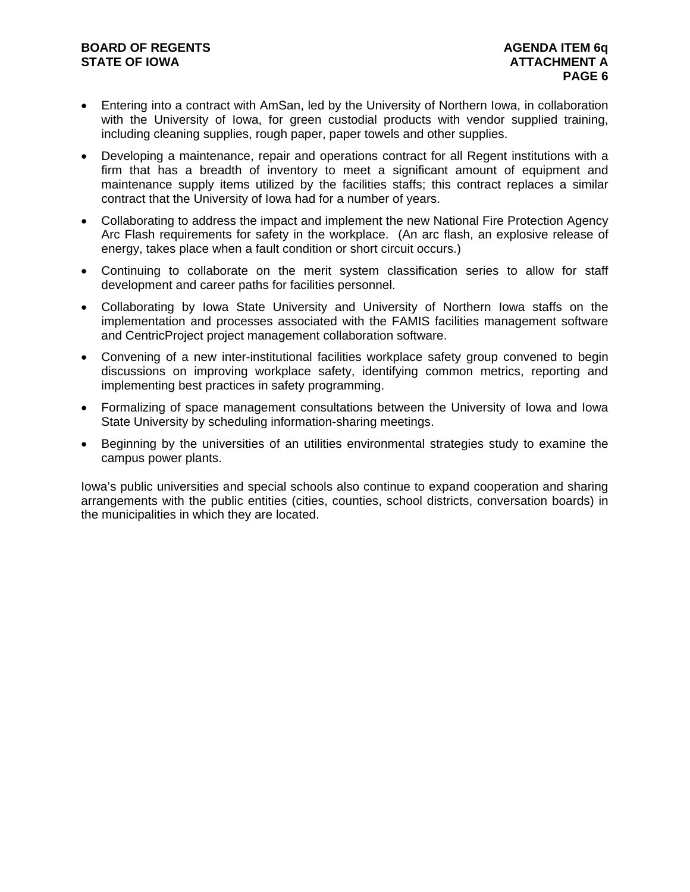- Entering into a contract with AmSan, led by the University of Northern Iowa, in collaboration with the University of Iowa, for green custodial products with vendor supplied training, including cleaning supplies, rough paper, paper towels and other supplies.
- Developing a maintenance, repair and operations contract for all Regent institutions with a firm that has a breadth of inventory to meet a significant amount of equipment and maintenance supply items utilized by the facilities staffs; this contract replaces a similar contract that the University of Iowa had for a number of years.
- Collaborating to address the impact and implement the new National Fire Protection Agency Arc Flash requirements for safety in the workplace. (An arc flash, an explosive release of energy, takes place when a fault condition or short circuit occurs.)
- Continuing to collaborate on the merit system classification series to allow for staff development and career paths for facilities personnel.
- Collaborating by Iowa State University and University of Northern Iowa staffs on the implementation and processes associated with the FAMIS facilities management software and CentricProject project management collaboration software.
- Convening of a new inter-institutional facilities workplace safety group convened to begin discussions on improving workplace safety, identifying common metrics, reporting and implementing best practices in safety programming.
- Formalizing of space management consultations between the University of Iowa and Iowa State University by scheduling information-sharing meetings.
- Beginning by the universities of an utilities environmental strategies study to examine the campus power plants.

Iowa's public universities and special schools also continue to expand cooperation and sharing arrangements with the public entities (cities, counties, school districts, conversation boards) in the municipalities in which they are located.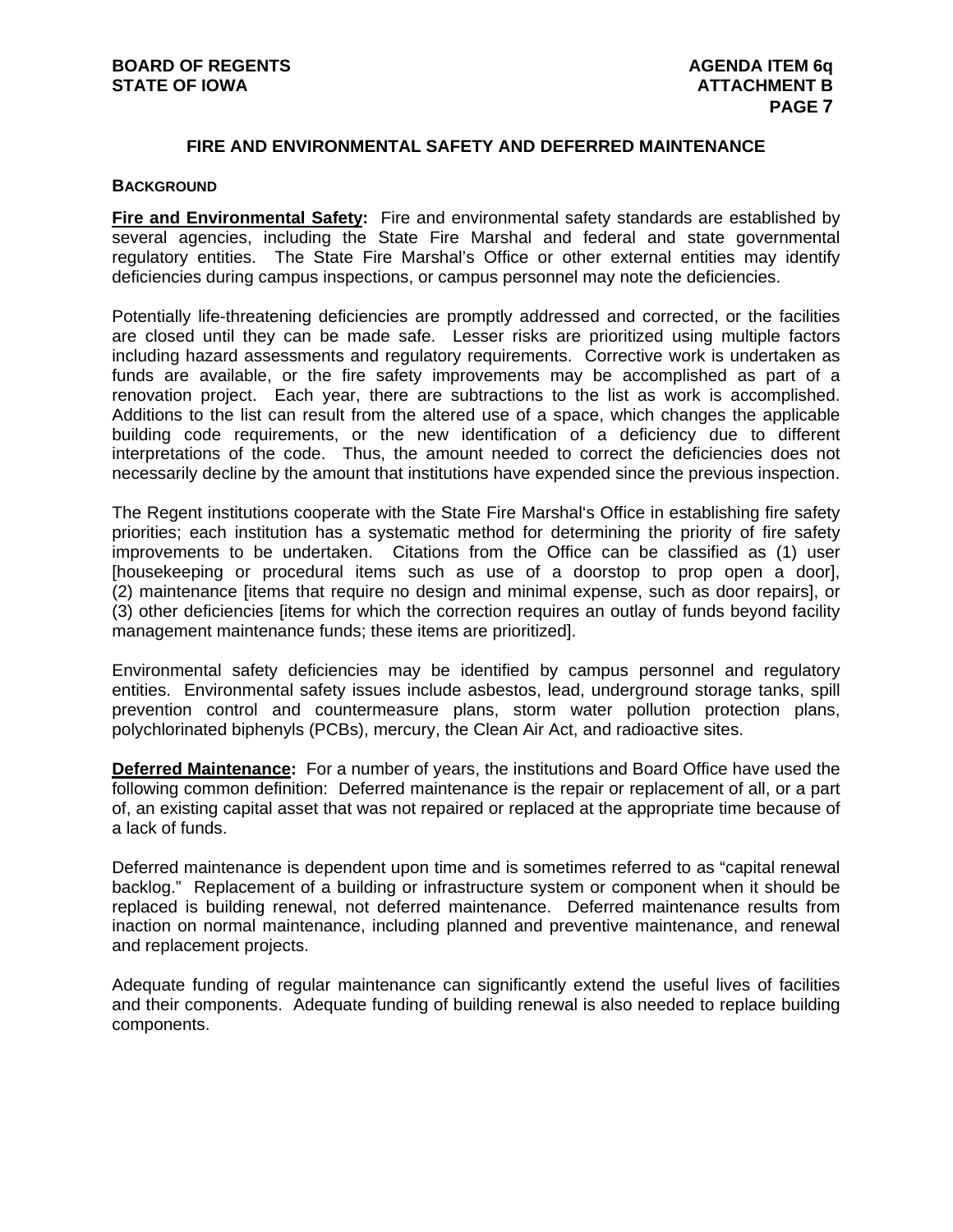## FIRE AND ENVIRONMENTAL SAFETY AND DEFERRED MAINTENANCE

### BACKGROUND

**Fire and Environmental Safety:** Fire and environmental safety standards are established by several agencies, including the State Fire Marshal and federal and state governmental regulatory entities. The State Fire Marshal's Office or other external entities may identify deficiencies during campus inspections, or campus personnel may note the deficiencies.

Potentially life-threatening deficiencies are promptly addressed and corrected, or the facilities are closed until they can be made safe. Lesser risks are prioritized using multiple factors including hazard assessments and regulatory requirements. Corrective work is undertaken as funds are available, or the fire safety improvements may be accomplished as part of a renovation project. Each year, there are subtractions to the list as work is accomplished. Additions to the list can result from the altered use of a space, which changes the applicable building code requirements, or the new identification of a deficiency due to different interpretations of the code. Thus, the amount needed to correct the deficiencies does not necessarily decline by the amount that institutions have expended since the previous inspection.

The Regent institutions cooperate with the State Fire Marshal's Office in establishing fire safety priorities; each institution has a systematic method for determining the priority of fire safety improvements to be undertaken. Citations from the Office can be classified as (1) user [housekeeping or procedural items such as use of a doorstop to prop open a door], (2) maintenance [items that require no design and minimal expense, such as door repairs], or (3) other deficiencies [items for which the correction requires an outlay of funds beyond facility management maintenance funds; these items are prioritized].

Environmental safety deficiencies may be identified by campus personnel and regulatory entities. Environmental safety issues include asbestos, lead, underground storage tanks, spill prevention control and countermeasure plans, storm water pollution protection plans, polychlorinated biphenyls (PCBs), mercury, the Clean Air Act, and radioactive sites.

**Deferred Maintenance:** For a number of years, the institutions and Board Office have used the following common definition: Deferred maintenance is the repair or replacement of all, or a part of, an existing capital asset that was not repaired or replaced at the appropriate time because of a lack of funds.

Deferred maintenance is dependent upon time and is sometimes referred to as "capital renewal backlog." Replacement of a building or infrastructure system or component when it should be replaced is building renewal, not deferred maintenance. Deferred maintenance results from inaction on normal maintenance, including planned and preventive maintenance, and renewal and replacement projects.

Adequate funding of regular maintenance can significantly extend the useful lives of facilities and their components. Adequate funding of building renewal is also needed to replace building components.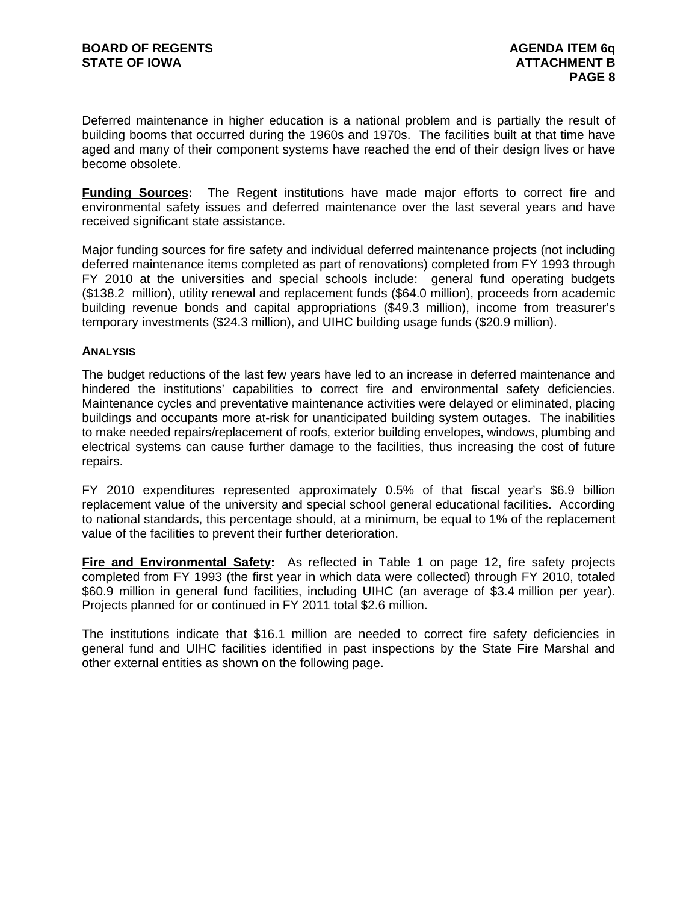Deferred maintenance in higher education is a national problem and is partially the result of building booms that occurred during the 1960s and 1970s. The facilities built at that time have aged and many of their component systems have reached the end of their design lives or have become obsolete.

**Funding Sources:** The Regent institutions have made major efforts to correct fire and environmental safety issues and deferred maintenance over the last several years and have received significant state assistance.

Major funding sources for fire safety and individual deferred maintenance projects (not including deferred maintenance items completed as part of renovations) completed from FY 1993 through FY 2010 at the universities and special schools include: general fund operating budgets ($138.2 million), utility renewal and replacement funds ($64.0 million), proceeds from academic building revenue bonds and capital appropriations ($49.3 million), income from treasurer's temporary investments ($24.3 million), and UIHC building usage funds ($20.9 million).

### ANALYSIS

The budget reductions of the last few years have led to an increase in deferred maintenance and hindered the institutions' capabilities to correct fire and environmental safety deficiencies. Maintenance cycles and preventative maintenance activities were delayed or eliminated, placing buildings and occupants more at-risk for unanticipated building system outages. The inabilities to make needed repairs/replacement of roofs, exterior building envelopes, windows, plumbing and electrical systems can cause further damage to the facilities, thus increasing the cost of future repairs.

FY 2010 expenditures represented approximately 0.5% of that fiscal year's $6.9 billion replacement value of the university and special school general educational facilities. According to national standards, this percentage should, at a minimum, be equal to 1% of the replacement value of the facilities to prevent their further deterioration.

**Fire and Environmental Safety:** As reflected in Table 1 on page 12, fire safety projects completed from FY 1993 (the first year in which data were collected) through FY 2010, totaled $60.9 million in general fund facilities, including UIHC (an average of $3.4 million per year). Projects planned for or continued in FY 2011 total $2.6 million.

The institutions indicate that $16.1 million are needed to correct fire safety deficiencies in general fund and UIHC facilities identified in past inspections by the State Fire Marshal and other external entities as shown on the following page.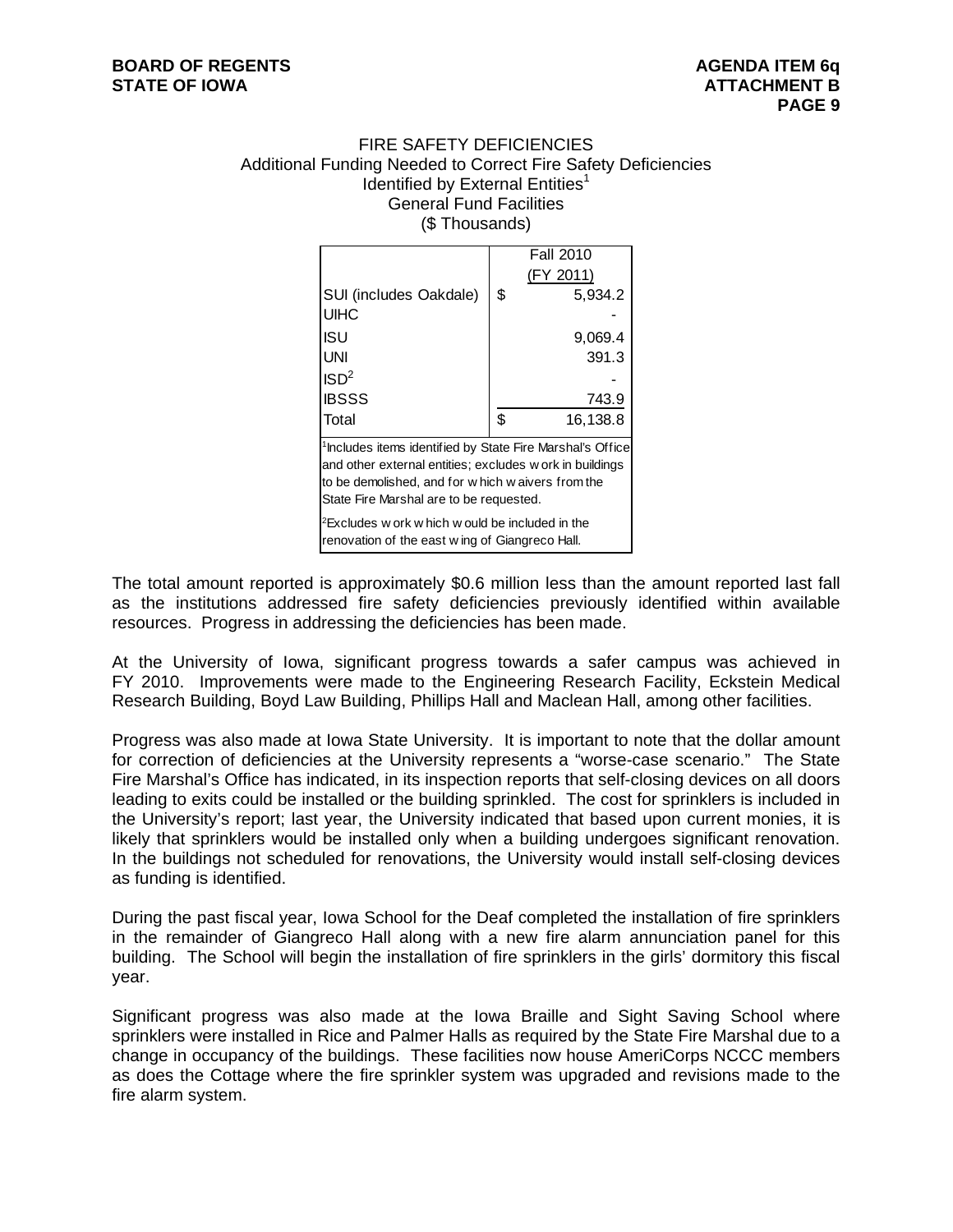FIRE SAFETY DEFICIENCIES
Additional Funding Needed to Correct Fire Safety Deficiencies
Identified by External Entities[1]
General Fund Facilities
($ Thousands)

| | Fall 2010 (FY 2011) |
|---|---|
| SUI (includes Oakdale) | $ 5,934.2 |
| UIHC | - |
| ISU | 9,069.4 |
| UNI | 391.3 |
| ISD[2] | - |
| IBSSS | 743.9 |
| Total | $ 16,138.8 |

[1]Includes items identified by State Fire Marshal's Office and other external entities; excludes work in buildings to be demolished, and for which waivers from the State Fire Marshal are to be requested.

[2]Excludes work which would be included in the renovation of the east wing of Giangreco Hall.

The total amount reported is approximately $0.6 million less than the amount reported last fall as the institutions addressed fire safety deficiencies previously identified within available resources. Progress in addressing the deficiencies has been made.

At the University of Iowa, significant progress towards a safer campus was achieved in FY 2010. Improvements were made to the Engineering Research Facility, Eckstein Medical Research Building, Boyd Law Building, Phillips Hall and Maclean Hall, among other facilities.

Progress was also made at Iowa State University. It is important to note that the dollar amount for correction of deficiencies at the University represents a "worse-case scenario." The State Fire Marshal's Office has indicated, in its inspection reports that self-closing devices on all doors leading to exits could be installed or the building sprinkled. The cost for sprinklers is included in the University's report; last year, the University indicated that based upon current monies, it is likely that sprinklers would be installed only when a building undergoes significant renovation. In the buildings not scheduled for renovations, the University would install self-closing devices as funding is identified.

During the past fiscal year, Iowa School for the Deaf completed the installation of fire sprinklers in the remainder of Giangreco Hall along with a new fire alarm annunciation panel for this building. The School will begin the installation of fire sprinklers in the girls' dormitory this fiscal year.

Significant progress was also made at the Iowa Braille and Sight Saving School where sprinklers were installed in Rice and Palmer Halls as required by the State Fire Marshal due to a change in occupancy of the buildings. These facilities now house AmeriCorps NCCC members as does the Cottage where the fire sprinkler system was upgraded and revisions made to the fire alarm system.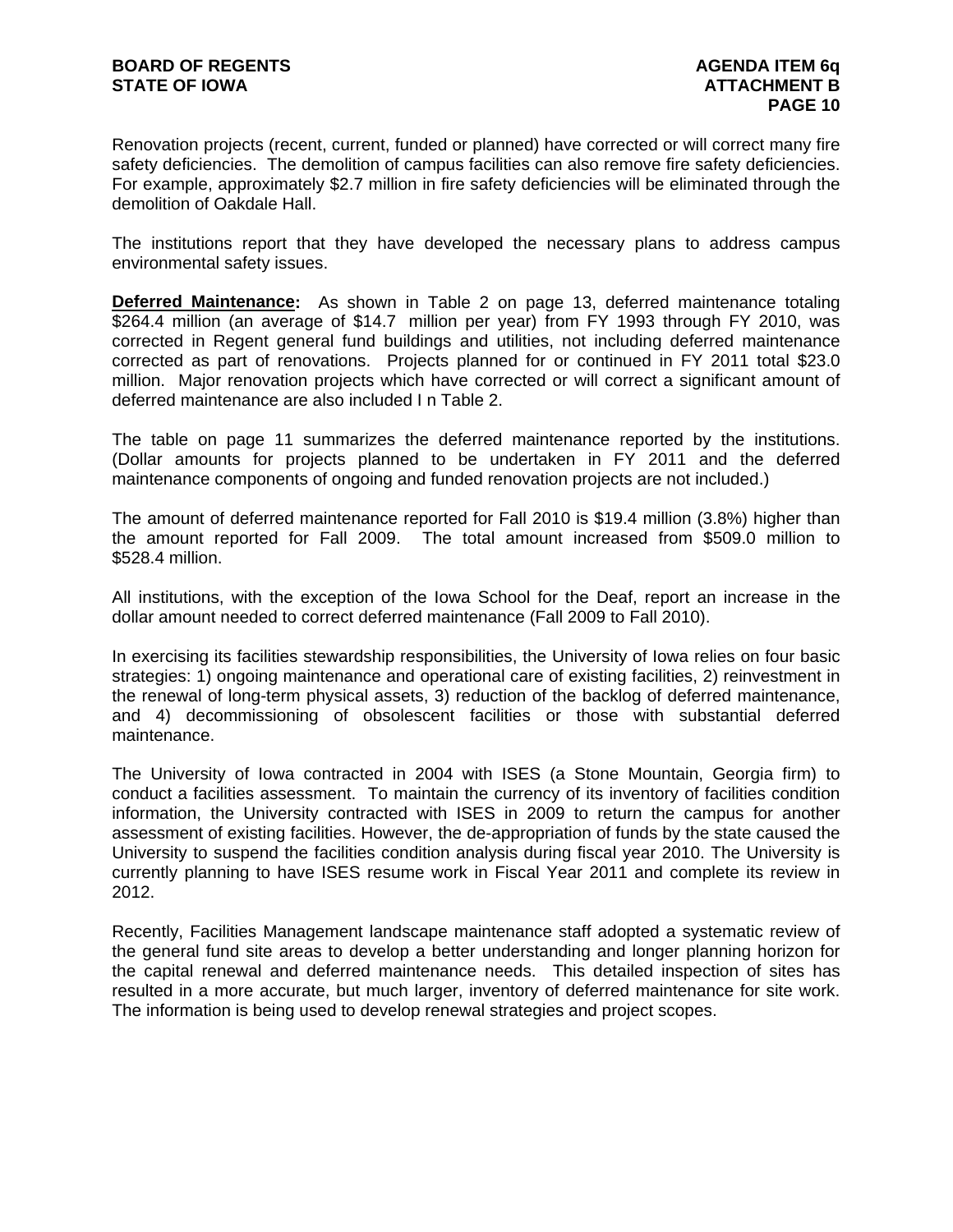Renovation projects (recent, current, funded or planned) have corrected or will correct many fire safety deficiencies. The demolition of campus facilities can also remove fire safety deficiencies. For example, approximately $2.7 million in fire safety deficiencies will be eliminated through the demolition of Oakdale Hall.

The institutions report that they have developed the necessary plans to address campus environmental safety issues.

**Deferred Maintenance:** As shown in Table 2 on page 13, deferred maintenance totaling $264.4 million (an average of $14.7 million per year) from FY 1993 through FY 2010, was corrected in Regent general fund buildings and utilities, not including deferred maintenance corrected as part of renovations. Projects planned for or continued in FY 2011 total $23.0 million. Major renovation projects which have corrected or will correct a significant amount of deferred maintenance are also included I n Table 2.

The table on page 11 summarizes the deferred maintenance reported by the institutions. (Dollar amounts for projects planned to be undertaken in FY 2011 and the deferred maintenance components of ongoing and funded renovation projects are not included.)

The amount of deferred maintenance reported for Fall 2010 is $19.4 million (3.8%) higher than the amount reported for Fall 2009. The total amount increased from $509.0 million to $528.4 million.

All institutions, with the exception of the Iowa School for the Deaf, report an increase in the dollar amount needed to correct deferred maintenance (Fall 2009 to Fall 2010).

In exercising its facilities stewardship responsibilities, the University of Iowa relies on four basic strategies: 1) ongoing maintenance and operational care of existing facilities, 2) reinvestment in the renewal of long-term physical assets, 3) reduction of the backlog of deferred maintenance, and 4) decommissioning of obsolescent facilities or those with substantial deferred maintenance.

The University of Iowa contracted in 2004 with ISES (a Stone Mountain, Georgia firm) to conduct a facilities assessment. To maintain the currency of its inventory of facilities condition information, the University contracted with ISES in 2009 to return the campus for another assessment of existing facilities. However, the de-appropriation of funds by the state caused the University to suspend the facilities condition analysis during fiscal year 2010. The University is currently planning to have ISES resume work in Fiscal Year 2011 and complete its review in 2012.

Recently, Facilities Management landscape maintenance staff adopted a systematic review of the general fund site areas to develop a better understanding and longer planning horizon for the capital renewal and deferred maintenance needs. This detailed inspection of sites has resulted in a more accurate, but much larger, inventory of deferred maintenance for site work. The information is being used to develop renewal strategies and project scopes.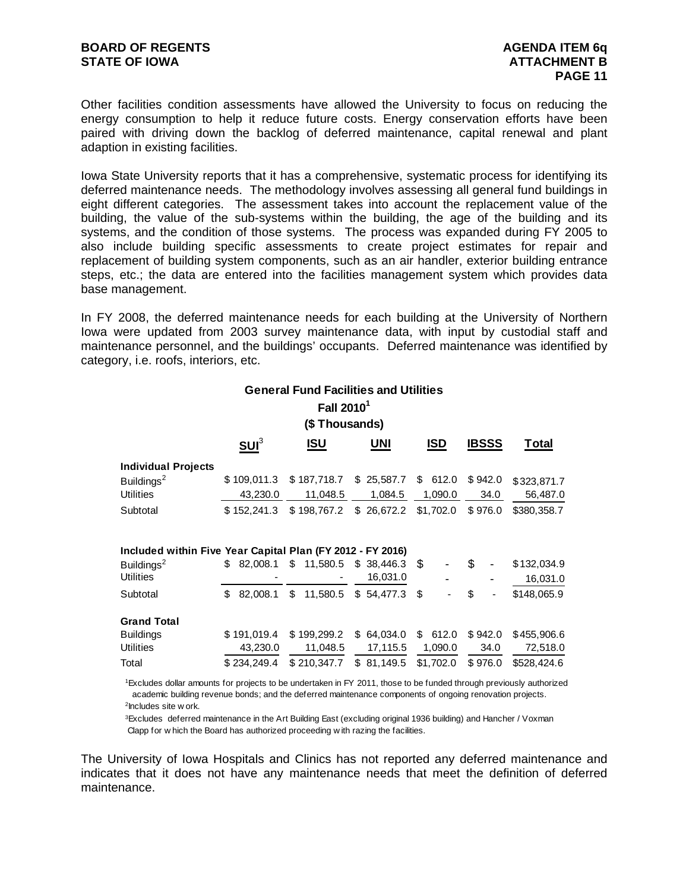Other facilities condition assessments have allowed the University to focus on reducing the energy consumption to help it reduce future costs. Energy conservation efforts have been paired with driving down the backlog of deferred maintenance, capital renewal and plant adaption in existing facilities.

Iowa State University reports that it has a comprehensive, systematic process for identifying its deferred maintenance needs. The methodology involves assessing all general fund buildings in eight different categories. The assessment takes into account the replacement value of the building, the value of the sub-systems within the building, the age of the building and its systems, and the condition of those systems. The process was expanded during FY 2005 to also include building specific assessments to create project estimates for repair and replacement of building system components, such as an air handler, exterior building entrance steps, etc.; the data are entered into the facilities management system which provides data base management.

In FY 2008, the deferred maintenance needs for each building at the University of Northern Iowa were updated from 2003 survey maintenance data, with input by custodial staff and maintenance personnel, and the buildings' occupants. Deferred maintenance was identified by category, i.e. roofs, interiors, etc.

**General Fund Facilities and Utilities**
**Fall 2010[1]**
**($ Thousands)**

| | SUI[3] | ISU | UNI | ISD | IBSSS | Total |
|---|---|---|---|---|---|---|
| **Individual Projects** | | | | | | |
| Buildings[2] | $ 109,011.3 | $ 187,718.7 | $ 25,587.7 | $ 612.0 | $ 942.0 | $323,871.7 |
| Utilities | 43,230.0 | 11,048.5 | 1,084.5 | 1,090.0 | 34.0 | 56,487.0 |
| Subtotal | $ 152,241.3 | $ 198,767.2 | $ 26,672.2 | $1,702.0 | $ 976.0 | $380,358.7 |
| **Included within Five Year Capital Plan (FY 2012 - FY 2016)** | | | | | | |
| Buildings[2] | $ 82,008.1 | $ 11,580.5 | $ 38,446.3 | $ - | $ - | $132,034.9 |
| Utilities | - | - | 16,031.0 | - | - | 16,031.0 |
| Subtotal | $ 82,008.1 | $ 11,580.5 | $ 54,477.3 | $ - | $ - | $148,065.9 |
| **Grand Total** | | | | | | |
| Buildings | $ 191,019.4 | $ 199,299.2 | $ 64,034.0 | $ 612.0 | $ 942.0 | $455,906.6 |
| Utilities | 43,230.0 | 11,048.5 | 17,115.5 | 1,090.0 | 34.0 | 72,518.0 |
| Total | $ 234,249.4 | $ 210,347.7 | $ 81,149.5 | $1,702.0 | $ 976.0 | $528,424.6 |

[1]Excludes dollar amounts for projects to be undertaken in FY 2011, those to be funded through previously authorized academic building revenue bonds; and the deferred maintenance components of ongoing renovation projects.
[2]Includes site work.
[3]Excludes deferred maintenance in the Art Building East (excluding original 1936 building) and Hancher / Voxman Clapp for which the Board has authorized proceeding with razing the facilities.

The University of Iowa Hospitals and Clinics has not reported any deferred maintenance and indicates that it does not have any maintenance needs that meet the definition of deferred maintenance.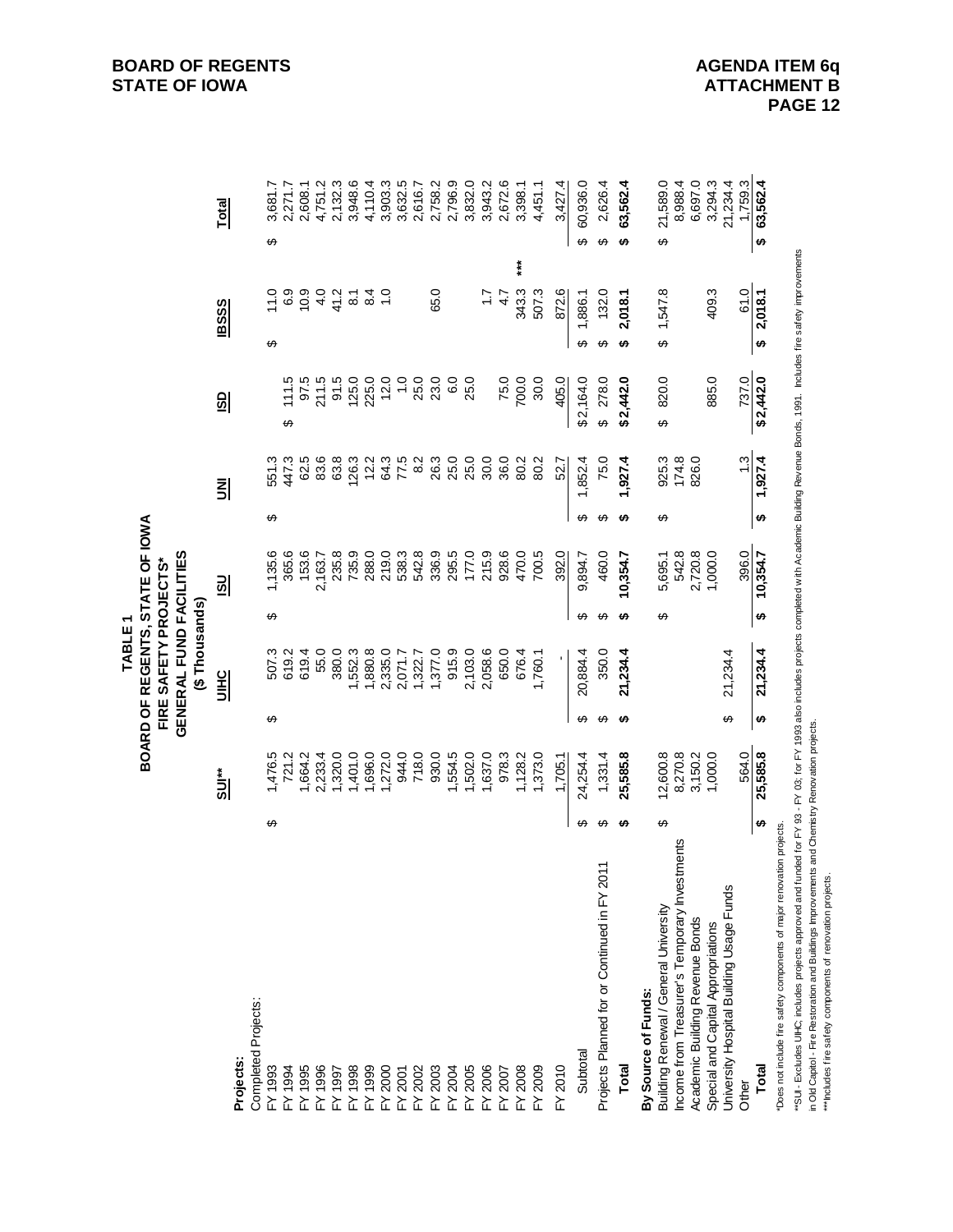BOARD OF REGENTS
STATE OF IOWA

AGENDA ITEM 6q
ATTACHMENT B

# TABLE 1
## BOARD OF REGENTS, STATE OF IOWA
## FIRE SAFETY PROJECTS*
## GENERAL FUND FACILITIES
### ($ Thousands)

| Projects: | SUI** | UIHC | ISU | UNI | ISD | IBSSS | Total |
|---|---|---|---|---|---|---|---|
| Completed Projects: | | | | | | | |
| FY 1993 | $ 1,476.5 | $ 507.3 | $ 1,135.6 | $ 551.3 | | $ 11.0 | $ 3,681.7 |
| FY 1994 | 721.2 | 619.2 | 365.6 | 447.3 | $ 111.5 | 6.9 | 2,271.7 |
| FY 1995 | 1,664.2 | 619.4 | 153.6 | 62.5 | 97.5 | 10.9 | 2,608.1 |
| FY 1996 | 2,233.4 | 55.0 | 2,163.7 | 83.6 | 211.5 | 4.0 | 4,751.2 |
| FY 1997 | 1,320.0 | 380.0 | 235.8 | 63.8 | 91.5 | 41.2 | 2,132.3 |
| FY 1998 | 1,401.0 | 1,552.3 | 735.9 | 126.3 | 125.0 | 8.1 | 3,948.6 |
| FY 1999 | 1,696.0 | 1,880.8 | 288.0 | 12.2 | 225.0 | 8.4 | 4,110.4 |
| FY 2000 | 1,272.0 | 2,335.0 | 219.0 | 64.3 | 12.0 | 1.0 | 3,903.3 |
| FY 2001 | 944.0 | 2,071.7 | 538.3 | 77.5 | 1.0 | | 3,632.5 |
| FY 2002 | 718.0 | 1,322.7 | 542.8 | 8.2 | 25.0 | | 2,616.7 |
| FY 2003 | 930.0 | 1,377.0 | 336.9 | 26.3 | 23.0 | 65.0 | 2,758.2 |
| FY 2004 | 1,554.5 | 915.9 | 295.5 | 25.0 | 6.0 | | 2,796.9 |
| FY 2005 | 1,502.0 | 2,103.0 | 177.0 | 25.0 | 25.0 | | 3,832.0 |
| FY 2006 | 1,637.0 | 2,058.6 | 215.9 | 30.0 | | 1.7 | 3,943.2 |
| FY 2007 | 978.3 | 650.0 | 928.6 | 36.0 | 75.0 | 4.7 | 2,672.6 |
| FY 2008 | 1,128.2 | 676.4 | 470.0 | 80.2 | 700.0 | 343.3 *** | 3,398.1 |
| FY 2009 | 1,373.0 | 1,760.1 | 700.5 | 80.2 | 30.0 | 507.3 | 4,451.1 |
| FY 2010 | 1,705.1 | - | 392.0 | 52.7 | 405.0 | 872.6 | 3,427.4 |
| Subtotal | $ 24,254.4 | $ 20,884.4 | $ 9,894.7 | $ 1,852.4 | $ 2,164.0 | $ 1,886.1 | $ 60,936.0 |
| Projects Planned for or Continued in FY 2011 | $ 1,331.4 | $ 350.0 | $ 460.0 | $ 75.0 | $ 278.0 | $ 132.0 | $ 2,626.4 |
| **Total** | **$ 25,585.8** | **$ 21,234.4** | **$ 10,354.7** | **$ 1,927.4** | **$ 2,442.0** | **$ 2,018.1** | **$ 63,562.4** |
| **By Source of Funds:** | | | | | | | |
| Building Renewal / General University | $ 12,600.8 | | $ 5,695.1 | $ 925.3 | $ 820.0 | $ 1,547.8 | $ 21,589.0 |
| Income from Treasurer's Temporary Investments | 8,270.8 | | 542.8 | 174.8 | | | 8,988.4 |
| Academic Building Revenue Bonds | 3,150.2 | | 2,720.8 | 826.0 | | | 6,697.0 |
| Special and Capital Appropriations | 1,000.0 | | 1,000.0 | | 885.0 | 409.3 | 3,294.3 |
| University Hospital Building Usage Funds | | $ 21,234.4 | | | | | 21,234.4 |
| Other | 564.0 | | 396.0 | 1.3 | 737.0 | 61.0 | 1,759.3 |
| **Total** | **$ 25,585.8** | **$ 21,234.4** | **$ 10,354.7** | **$ 1,927.4** | **$ 2,442.0** | **$ 2,018.1** | **$ 63,562.4** |

*Does not include fire safety components of major renovation projects.

**SUI - Excludes UIHC; includes projects approved and funded for FY 93 - FY 03; for FY 1993 also includes projects completed with Academic Building Revenue Bonds, 1991. Includes fire safety improvements in Old Capitol - Fire Restoration and Buildings Improvements and Chemistry Renovation projects.

***Includes fire safety components of renovation projects.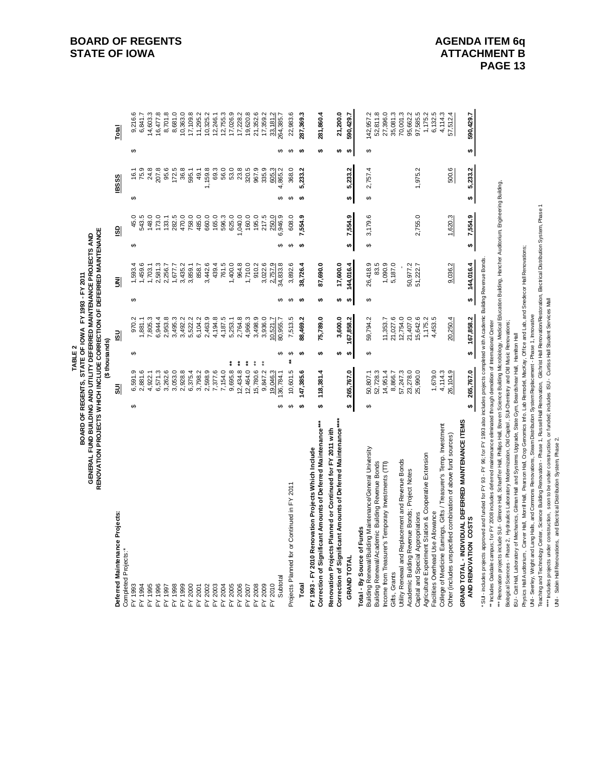**BOARD OF REGENTS**
**STATE OF IOWA**

**AGENDA ITEM 6q**
**ATTACHMENT B**
**PAGE 13**

**TABLE 2**
**BOARD OF REGENTS, STATE OF IOWA FY 1993 - FY 2011**
**GENERAL FUND BUILDING AND UTILITY DEFERRED MAINTENANCE PROJECTS AND**
**RENOVATION PROJECTS WHICH INCLUDE CORRECTION OF DEFERRED MAINTENANCE**
**($ thousands)**

| | SUI | ISU | UNI | ISD | IBSSS | Total |
|---|---|---|---|---|---|---|
| **Deferred Maintenance Projects:** | | | | | | |
| Completed Projects:* | | | | | | |
| FY 1993 | $ 6,591.9 | $ 970.2 | $ 1,593.4 | $ 45.0 | $ 16.1 | $ 9,216.6 |
| FY 1994 | 2,881.6 | 1,881.1 | 1,459.6 | 543.5 | 75.9 | 6,841.7 |
| FY 1995 | 4,922.1 | 7,805.3 | 1,703.1 | 148.0 | 24.8 | 14,603.3 |
| FY 1996 | 6,571.3 | 6,944.4 | 2,581.3 | 173.0 | 207.8 | 16,477.8 |
| FY 1997 | 3,262.6 | 2,953.8 | 2,256.7 | 133.1 | 95.6 | 8,701.8 |
| FY 1998 | 3,053.0 | 3,495.3 | 1,677.7 | 282.5 | 172.5 | 8,681.0 |
| FY 1999 | 2,928.8 | 3,492.2 | 3,435.2 | 470.0 | 36.8 | 10,363.0 |
| FY 2000 | 6,375.4 | 5,522.2 | 3,859.1 | 758.0 | 595.1 | 17,109.8 |
| FY 2001 | 3,798.2 | 6,104.2 | 858.7 | 485.0 | 49.1 | 11,295.2 |
| FY 2002 | 2,598.9 | 2,463.9 | 3,442.6 | 660.0 | 1,159.8 | 10,325.2 |
| FY 2003 | 7,377.6 | 4,194.8 | 439.4 | 165.0 | 69.3 | 12,246.1 |
| FY 2004 | 7,154.0 | 4,187.5 | 761.5 | 596.3 | 56.0 | 12,755.3 |
| FY 2005 | 9,695.8 ** | 5,253.1 | 1,400.0 | 625.0 | 53.0 | 17,026.9 |
| FY 2006 | 12,434.8 ** | 2,764.8 | 964.8 | 1,040.0 | 23.8 | 17,228.2 |
| FY 2007 | 12,464.0 ** | 4,966.3 | 1,710.0 | 160.0 | 320.5 | 19,620.8 |
| FY 2008 | 15,780.6 ** | 3,498.9 | 910.2 | 195.0 | 967.9 | 21,352.6 |
| FY 2009 | 9,847.2 ** | 3,936.0 | 3,022.6 | 217.5 | 335.9 | 17,359.2 |
| FY 2010 | 19,046.3 | 10,521.7 | 2,757.9 | 250.0 | 605.3 | 33,181.2 |
| Subtotal | $ 136,784.1 | $ 80,955.7 | $ 34,833.8 | $ 6,946.9 | $ 4,865.2 | $ 264,385.7 |
| Projects Planned for or Continued in FY 2011 | $ 10,601.5 ** | $ 7,513.5 | $ 3,892.6 | $ 608.0 | $ 368.0 | $ 22,983.6 |
| **Total** | **$ 147,385.6** | **$ 88,469.2** | **$ 38,726.4** | **$ 7,554.9** | **$ 5,233.2** | **$ 287,369.3** |
| **FY 1993 - FY 2010 Renovation Projects Which Include Correction of Significant Amounts of Deferred Maintenance\*\*\*** | **$ 118,381.4** | **$ 75,789.0** | **$ 87,690.0** | | | **$ 281,860.4** |
| **Renovation Projects Planned or Continued for FY 2011 with Correction of Significant Amounts of Deferred Maintenance\*\*\*\*** | | **$ 3,600.0** | **$ 17,600.0** | | | **$ 21,200.0** |
| **GRAND TOTAL** | **$ 265,767.0** | **$ 167,858.2** | **$ 144,016.4** | **$ 7,554.9** | **$ 5,233.2** | **$ 590,429.7** |
| **Total - By Source of Funds** | | | | | | |
| Building Renewal/Building Maintenance/General University | $ 50,807.1 | $ 59,794.2 | $ 26,418.9 | $ 3,179.6 | $ 2,757.4 | $ 142,957.2 |
| Building Renewal/Academic Building Revenue Bonds | 52,728.3 | | 83.5 | | | 52,811.8 |
| Income from Treasurer's Temporary Investments (TTI) | 14,951.4 | 11,353.7 | 1,090.9 | | | 27,396.0 |
| Gifts, Grants | 8,866.7 | 21,027.6 | 5,187.0 | | | 35,081.3 |
| Utility Renewal and Replacement and Revenue Bonds | 57,247.3 | 12,754.0 | - | | | 70,001.3 |
| Academic Building Revenue Bonds; Project Notes | 23,278.0 | 21,407.0 | 50,977.2 | | | 95,662.2 |
| Capital and Special Appropriations | 25,990.0 | 15,642.6 | 51,222.7 | 2,755.0 | 1,975.2 | 97,585.5 |
| Agriculture Experiment Station & Cooperative Extension | | 1,175.2 | | | | 1,175.2 |
| Facilities Overhead Use Allowance | 1,679.0 | 4,453.5 | | | | 6,132.5 |
| College of Medicine Earnings, Gifts / Treasurer's Temp. Investment | 4,114.3 | | | | | 4,114.3 |
| Other (includes unspecified combination of above fund sources) | 26,104.9 | 20,250.4 | 9,036.2 | 1,620.3 | 500.6 | 57,512.4 |
| **GRAND TOTAL - INDIVIDUAL DEFERRED MAINTENANCE ITEMS AND RENOVATION COSTS** | **$ 265,767.0** | **$ 167,858.2** | **$ 144,016.4** | **$ 7,554.9** | **$ 5,233.2** | **$ 590,429.7** |

\* SUI - includes projects approved and funded for FY 93 - FY 96; for FY 1993 also includes projects completed with Academic Building Revenue Bonds.

\*\* Includes Oakdale campus; for FY 2008 includes deferred maintenance eliminated through demolition of International Center

\*\*\* Renovation projects include SUI - Gilmore Hall, Schaeffer Hall, Phillips Hall, Bowen Science Building Microbiology, Medical Education Building, Hancher Auditorium, Engineering Building, Biological Sciences - Phase 2, Hydraulics Laboratory Modernization, Old Capitol, SUI-Chemistry and Old Music Renovations;
ISU - Catt Hall, Laboratory of Mechanics, Gilman Hall and Systems Upgrade, State Gym, Beardshear Hall, Hamilton Hall
Physics Hall Auditorium, Carver Hall, Morrill Hall, Pearson Hall, Crop Genomics Info. Lab Remodel, MacKay Office and Lab, and Snedecor Hall Renovations;
UNI - Seerley, Wright and Lang Halls, and Commons Renovations, Steam Distribution System Replacement - Phase 1, Innovative
Teaching and Technology Center, Science Building Renovation - Phase 1, Russell Hall Renovation, Gilchrist Hall Renovation/Restoration, Electrical Distribution System, Phase 1

\*\*\*\* Includes projects under construction, soon to be under construction, or funded; includes ISU - Curtiss Hall Student Services Mall
UNI - Sabin Hall Renovations, and Electrical Distribution System, Phase 2.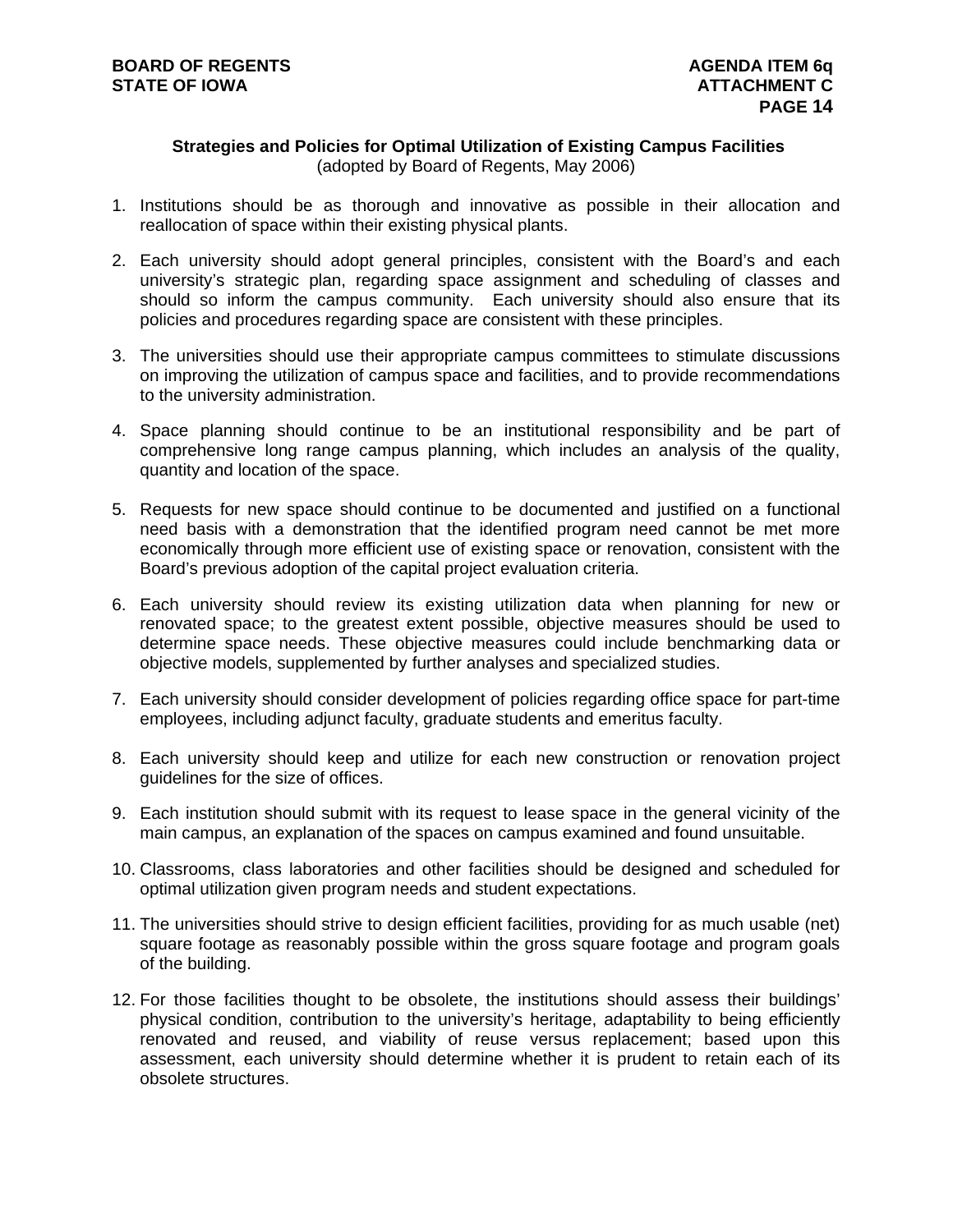**Strategies and Policies for Optimal Utilization of Existing Campus Facilities**
(adopted by Board of Regents, May 2006)

1. Institutions should be as thorough and innovative as possible in their allocation and reallocation of space within their existing physical plants.
2. Each university should adopt general principles, consistent with the Board's and each university's strategic plan, regarding space assignment and scheduling of classes and should so inform the campus community. Each university should also ensure that its policies and procedures regarding space are consistent with these principles.
3. The universities should use their appropriate campus committees to stimulate discussions on improving the utilization of campus space and facilities, and to provide recommendations to the university administration.
4. Space planning should continue to be an institutional responsibility and be part of comprehensive long range campus planning, which includes an analysis of the quality, quantity and location of the space.
5. Requests for new space should continue to be documented and justified on a functional need basis with a demonstration that the identified program need cannot be met more economically through more efficient use of existing space or renovation, consistent with the Board's previous adoption of the capital project evaluation criteria.
6. Each university should review its existing utilization data when planning for new or renovated space; to the greatest extent possible, objective measures should be used to determine space needs. These objective measures could include benchmarking data or objective models, supplemented by further analyses and specialized studies.
7. Each university should consider development of policies regarding office space for part-time employees, including adjunct faculty, graduate students and emeritus faculty.
8. Each university should keep and utilize for each new construction or renovation project guidelines for the size of offices.
9. Each institution should submit with its request to lease space in the general vicinity of the main campus, an explanation of the spaces on campus examined and found unsuitable.
10. Classrooms, class laboratories and other facilities should be designed and scheduled for optimal utilization given program needs and student expectations.
11. The universities should strive to design efficient facilities, providing for as much usable (net) square footage as reasonably possible within the gross square footage and program goals of the building.
12. For those facilities thought to be obsolete, the institutions should assess their buildings' physical condition, contribution to the university's heritage, adaptability to being efficiently renovated and reused, and viability of reuse versus replacement; based upon this assessment, each university should determine whether it is prudent to retain each of its obsolete structures.